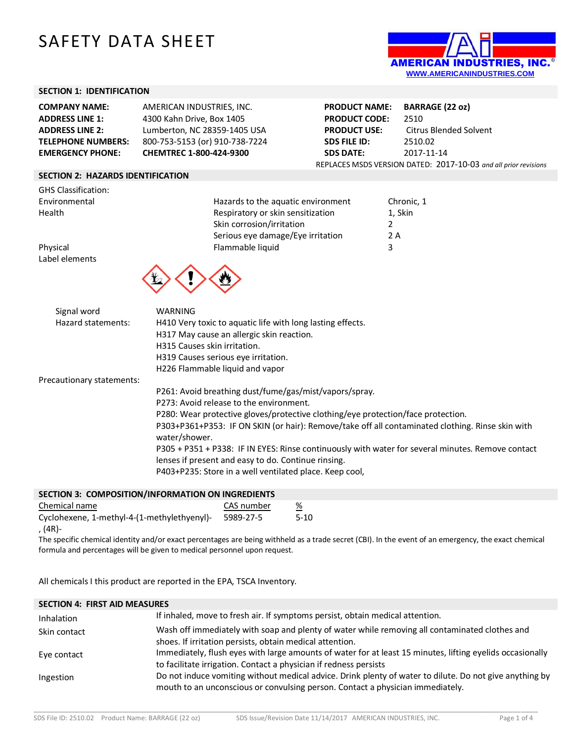# SAFETY DATA SHEET

AMERICAN INDUSTRIES, INC.
WWW.AMERICANINDUSTRIES.COM

## SECTION 1: IDENTIFICATION

| | | | |
|---|---|---|---|
| **COMPANY NAME:** | AMERICAN INDUSTRIES, INC. | **PRODUCT NAME:** | **BARRAGE (22 oz)** |
| **ADDRESS LINE 1:** | 4300 Kahn Drive, Box 1405 | **PRODUCT CODE:** | 2510 |
| **ADDRESS LINE 2:** | Lumberton, NC 28359-1405 USA | **PRODUCT USE:** | Citrus Blended Solvent |
| **TELEPHONE NUMBERS:** | 800-753-5153 (or) 910-738-7224 | **SDS FILE ID:** | 2510.02 |
| **EMERGENCY PHONE:** | **CHEMTREC 1-800-424-9300** | **SDS DATE:** | 2017-11-14 |

REPLACES MSDS VERSION DATED: 2017-10-03 *and all prior revisions*

## SECTION 2: HAZARDS IDENTIFICATION

GHS Classification:

| | | |
|---|---|---|
| Environmental | Hazards to the aquatic environment | Chronic, 1 |
| Health | Respiratory or skin sensitization | 1, Skin |
| | Skin corrosion/irritation | 2 |
| | Serious eye damage/Eye irritation | 2 A |
| Physical | Flammable liquid | 3 |

Label elements

Signal word: WARNING

Hazard statements:
- H410 Very toxic to aquatic life with long lasting effects.
- H317 May cause an allergic skin reaction.
- H315 Causes skin irritation.
- H319 Causes serious eye irritation.
- H226 Flammable liquid and vapor

Precautionary statements:
- P261: Avoid breathing dust/fume/gas/mist/vapors/spray.
- P273: Avoid release to the environment.
- P280: Wear protective gloves/protective clothing/eye protection/face protection.
- P303+P361+P353: IF ON SKIN (or hair): Remove/take off all contaminated clothing. Rinse skin with water/shower.
- P305 + P351 + P338: IF IN EYES: Rinse continuously with water for several minutes. Remove contact lenses if present and easy to do. Continue rinsing.
- P403+P235: Store in a well ventilated place. Keep cool,

## SECTION 3: COMPOSITION/INFORMATION ON INGREDIENTS

| Chemical name | CAS number | % |
|---|---|---|
| Cyclohexene, 1-methyl-4-(1-methylethenyl)-, (4R)- | 5989-27-5 | 5-10 |

The specific chemical identity and/or exact percentages are being withheld as a trade secret (CBI). In the event of an emergency, the exact chemical formula and percentages will be given to medical personnel upon request.

All chemicals I this product are reported in the EPA, TSCA Inventory.

## SECTION 4: FIRST AID MEASURES

| | |
|---|---|
| Inhalation | If inhaled, move to fresh air. If symptoms persist, obtain medical attention. |
| Skin contact | Wash off immediately with soap and plenty of water while removing all contaminated clothes and shoes. If irritation persists, obtain medical attention. |
| Eye contact | Immediately, flush eyes with large amounts of water for at least 15 minutes, lifting eyelids occasionally to facilitate irrigation. Contact a physician if redness persists |
| Ingestion | Do not induce vomiting without medical advice. Drink plenty of water to dilute. Do not give anything by mouth to an unconscious or convulsing person. Contact a physician immediately. |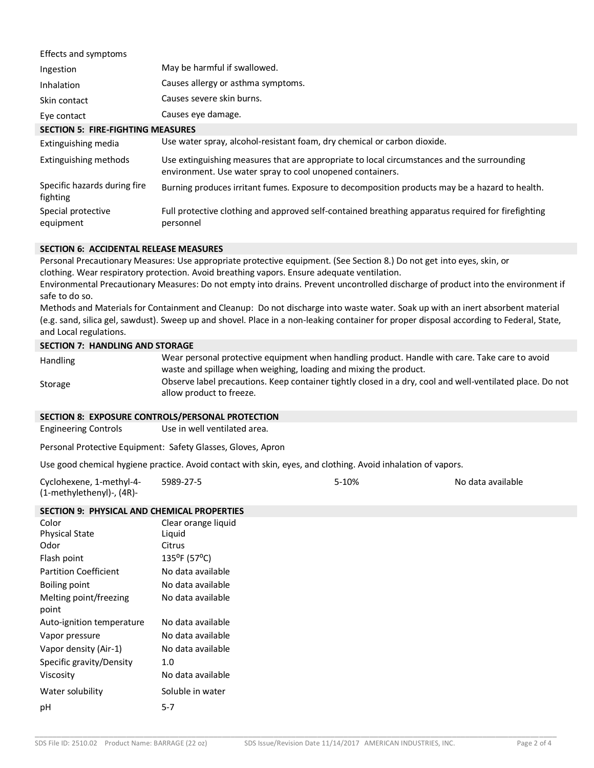Effects and symptoms

| | |
|---|---|
| Ingestion | May be harmful if swallowed. |
| Inhalation | Causes allergy or asthma symptoms. |
| Skin contact | Causes severe skin burns. |
| Eye contact | Causes eye damage. |

## SECTION 5: FIRE-FIGHTING MEASURES

| | |
|---|---|
| Extinguishing media | Use water spray, alcohol-resistant foam, dry chemical or carbon dioxide. |
| Extinguishing methods | Use extinguishing measures that are appropriate to local circumstances and the surrounding environment. Use water spray to cool unopened containers. |
| Specific hazards during fire fighting | Burning produces irritant fumes. Exposure to decomposition products may be a hazard to health. |
| Special protective equipment | Full protective clothing and approved self-contained breathing apparatus required for firefighting personnel |

## SECTION 6: ACCIDENTAL RELEASE MEASURES

Personal Precautionary Measures: Use appropriate protective equipment. (See Section 8.) Do not get into eyes, skin, or clothing. Wear respiratory protection. Avoid breathing vapors. Ensure adequate ventilation.

Environmental Precautionary Measures: Do not empty into drains. Prevent uncontrolled discharge of product into the environment if safe to do so.

Methods and Materials for Containment and Cleanup: Do not discharge into waste water. Soak up with an inert absorbent material (e.g. sand, silica gel, sawdust). Sweep up and shovel. Place in a non-leaking container for proper disposal according to Federal, State, and Local regulations.

## SECTION 7: HANDLING AND STORAGE

| | |
|---|---|
| Handling | Wear personal protective equipment when handling product. Handle with care. Take care to avoid waste and spillage when weighing, loading and mixing the product. |
| Storage | Observe label precautions. Keep container tightly closed in a dry, cool and well-ventilated place. Do not allow product to freeze. |

## SECTION 8: EXPOSURE CONTROLS/PERSONAL PROTECTION

Engineering Controls: Use in well ventilated area.

Personal Protective Equipment: Safety Glasses, Gloves, Apron

Use good chemical hygiene practice. Avoid contact with skin, eyes, and clothing. Avoid inhalation of vapors.

| | | | |
|---|---|---|---|
| Cyclohexene, 1-methyl-4-(1-methylethenyl)-, (4R)- | 5989-27-5 | 5-10% | No data available |

## SECTION 9: PHYSICAL AND CHEMICAL PROPERTIES

| | |
|---|---|
| Color | Clear orange liquid |
| Physical State | Liquid |
| Odor | Citrus |
| Flash point | 135$^{o}$F (57$^{o}$C) |
| Partition Coefficient | No data available |
| Boiling point | No data available |
| Melting point/freezing point | No data available |
| Auto-ignition temperature | No data available |
| Vapor pressure | No data available |
| Vapor density (Air-1) | No data available |
| Specific gravity/Density | 1.0 |
| Viscosity | No data available |
| Water solubility | Soluble in water |
| pH | 5-7 |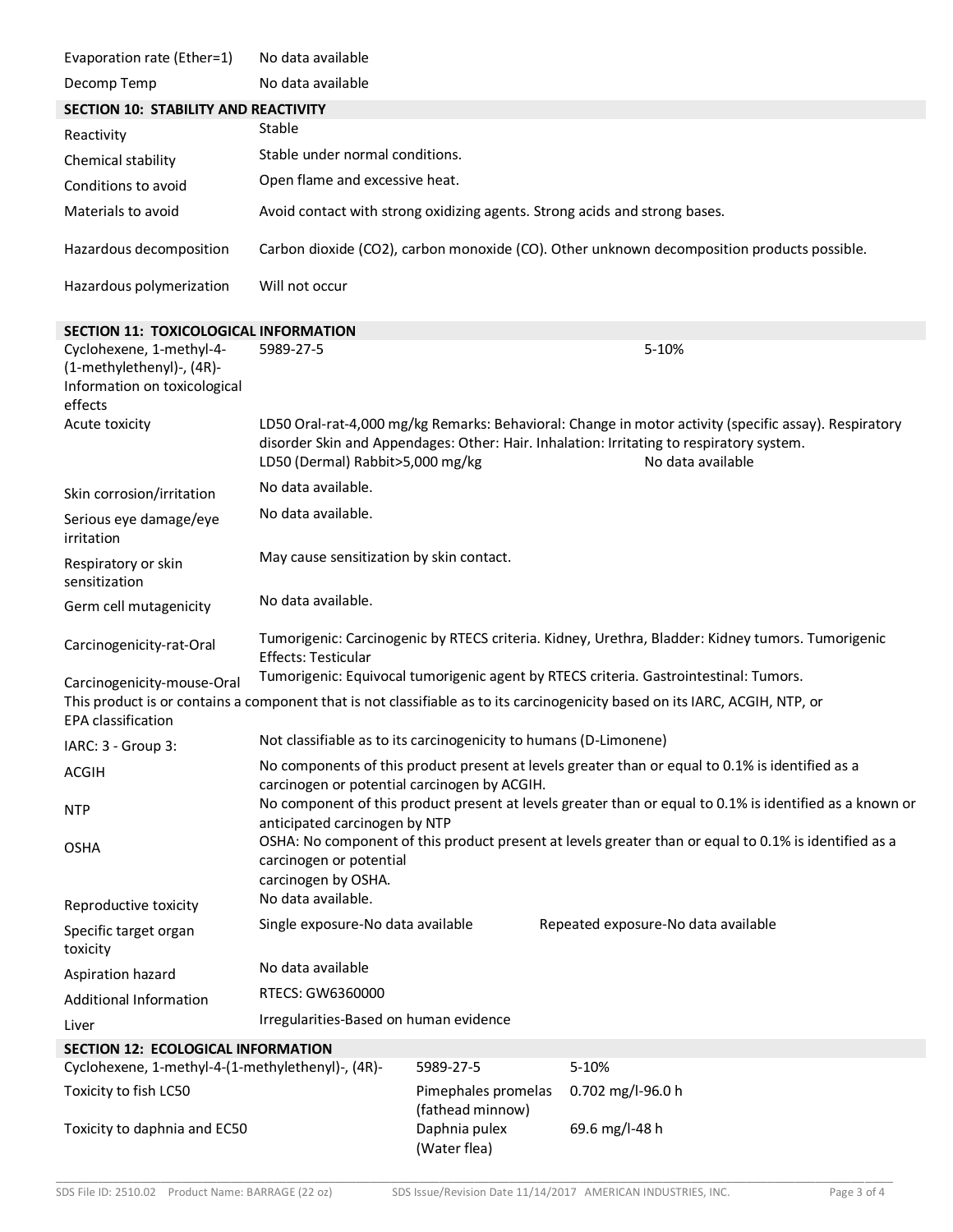| | |
|---|---|
| Evaporation rate (Ether=1) | No data available |
| Decomp Temp | No data available |

## SECTION 10: STABILITY AND REACTIVITY

| | |
|---|---|
| Reactivity | Stable |
| Chemical stability | Stable under normal conditions. |
| Conditions to avoid | Open flame and excessive heat. |
| Materials to avoid | Avoid contact with strong oxidizing agents. Strong acids and strong bases. |
| Hazardous decomposition | Carbon dioxide ($CO_2$), carbon monoxide (CO). Other unknown decomposition products possible. |
| Hazardous polymerization | Will not occur |

## SECTION 11: TOXICOLOGICAL INFORMATION

| | | |
|---|---|---|
| Cyclohexene, 1-methyl-4-(1-methylethenyl)-, (4R)- | 5989-27-5 | 5-10% |
| Information on toxicological effects | | |
| Acute toxicity | LD50 Oral-rat-4,000 mg/kg Remarks: Behavioral: Change in motor activity (specific assay). Respiratory disorder Skin and Appendages: Other: Hair. Inhalation: Irritating to respiratory system. | |
| | LD50 (Dermal) Rabbit>5,000 mg/kg | No data available |
| Skin corrosion/irritation | No data available. | |
| Serious eye damage/eye irritation | No data available. | |
| Respiratory or skin sensitization | May cause sensitization by skin contact. | |
| Germ cell mutagenicity | No data available. | |
| Carcinogenicity-rat-Oral | Tumorigenic: Carcinogenic by RTECS criteria. Kidney, Urethra, Bladder: Kidney tumors. Tumorigenic Effects: Testicular | |
| Carcinogenicity-mouse-Oral | Tumorigenic: Equivocal tumorigenic agent by RTECS criteria. Gastrointestinal: Tumors. | |

This product is or contains a component that is not classifiable as to its carcinogenicity based on its IARC, ACGIH, NTP, or EPA classification

| | | |
|---|---|---|
| IARC: 3 - Group 3: | Not classifiable as to its carcinogenicity to humans (D-Limonene) | |
| ACGIH | No components of this product present at levels greater than or equal to 0.1% is identified as a carcinogen or potential carcinogen by ACGIH. | |
| NTP | No component of this product present at levels greater than or equal to 0.1% is identified as a known or anticipated carcinogen by NTP | |
| OSHA | OSHA: No component of this product present at levels greater than or equal to 0.1% is identified as a carcinogen or potential carcinogen by OSHA. | |
| Reproductive toxicity | No data available. | |
| Specific target organ toxicity | Single exposure-No data available | Repeated exposure-No data available |
| Aspiration hazard | No data available | |
| Additional Information | RTECS: GW6360000 | |
| Liver | Irregularities-Based on human evidence | |

## SECTION 12: ECOLOGICAL INFORMATION

| | | |
|---|---|---|
| Cyclohexene, 1-methyl-4-(1-methylethenyl)-, (4R)- | 5989-27-5 | 5-10% |
| Toxicity to fish LC50 | Pimephales promelas (fathead minnow) | 0.702 mg/l-96.0 h |
| Toxicity to daphnia and EC50 | Daphnia pulex (Water flea) | 69.6 mg/l-48 h |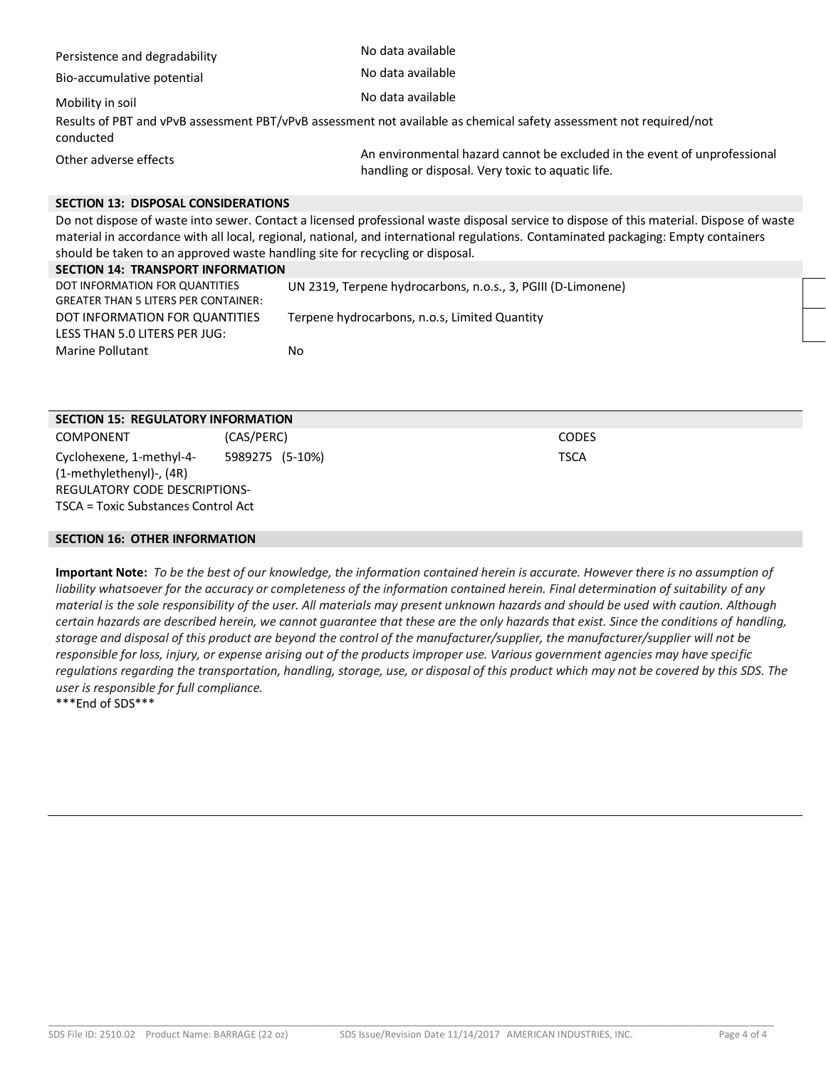| | |
|---|---|
| Persistence and degradability | No data available |
| Bio-accumulative potential | No data available |
| Mobility in soil | No data available |

Results of PBT and vPvB assessment PBT/vPvB assessment not available as chemical safety assessment not required/not conducted

| | |
|---|---|
| Other adverse effects | An environmental hazard cannot be excluded in the event of unprofessional handling or disposal. Very toxic to aquatic life. |

## SECTION 13: DISPOSAL CONSIDERATIONS

Do not dispose of waste into sewer. Contact a licensed professional waste disposal service to dispose of this material. Dispose of waste material in accordance with all local, regional, national, and international regulations. Contaminated packaging: Empty containers should be taken to an approved waste handling site for recycling or disposal.

## SECTION 14: TRANSPORT INFORMATION

| | |
|---|---|
| DOT INFORMATION FOR QUANTITIES GREATER THAN 5 LITERS PER CONTAINER: | UN 2319, Terpene hydrocarbons, n.o.s., 3, PGIII (D-Limonene) |
| DOT INFORMATION FOR QUANTITIES LESS THAN 5.0 LITERS PER JUG: | Terpene hydrocarbons, n.o.s, Limited Quantity |
| Marine Pollutant | No |

## SECTION 15: REGULATORY INFORMATION

| COMPONENT | (CAS/PERC) | CODES |
|---|---|---|
| Cyclohexene, 1-methyl-4-(1-methylethenyl)-, (4R) | 5989275 (5-10%) | TSCA |

REGULATORY CODE DESCRIPTIONS-
TSCA = Toxic Substances Control Act

## SECTION 16: OTHER INFORMATION

**Important Note:** *To be the best of our knowledge, the information contained herein is accurate. However there is no assumption of liability whatsoever for the accuracy or completeness of the information contained herein. Final determination of suitability of any material is the sole responsibility of the user. All materials may present unknown hazards and should be used with caution. Although certain hazards are described herein, we cannot guarantee that these are the only hazards that exist. Since the conditions of handling, storage and disposal of this product are beyond the control of the manufacturer/supplier, the manufacturer/supplier will not be responsible for loss, injury, or expense arising out of the products improper use. Various government agencies may have specific regulations regarding the transportation, handling, storage, use, or disposal of this product which may not be covered by this SDS. The user is responsible for full compliance.*

***End of SDS***